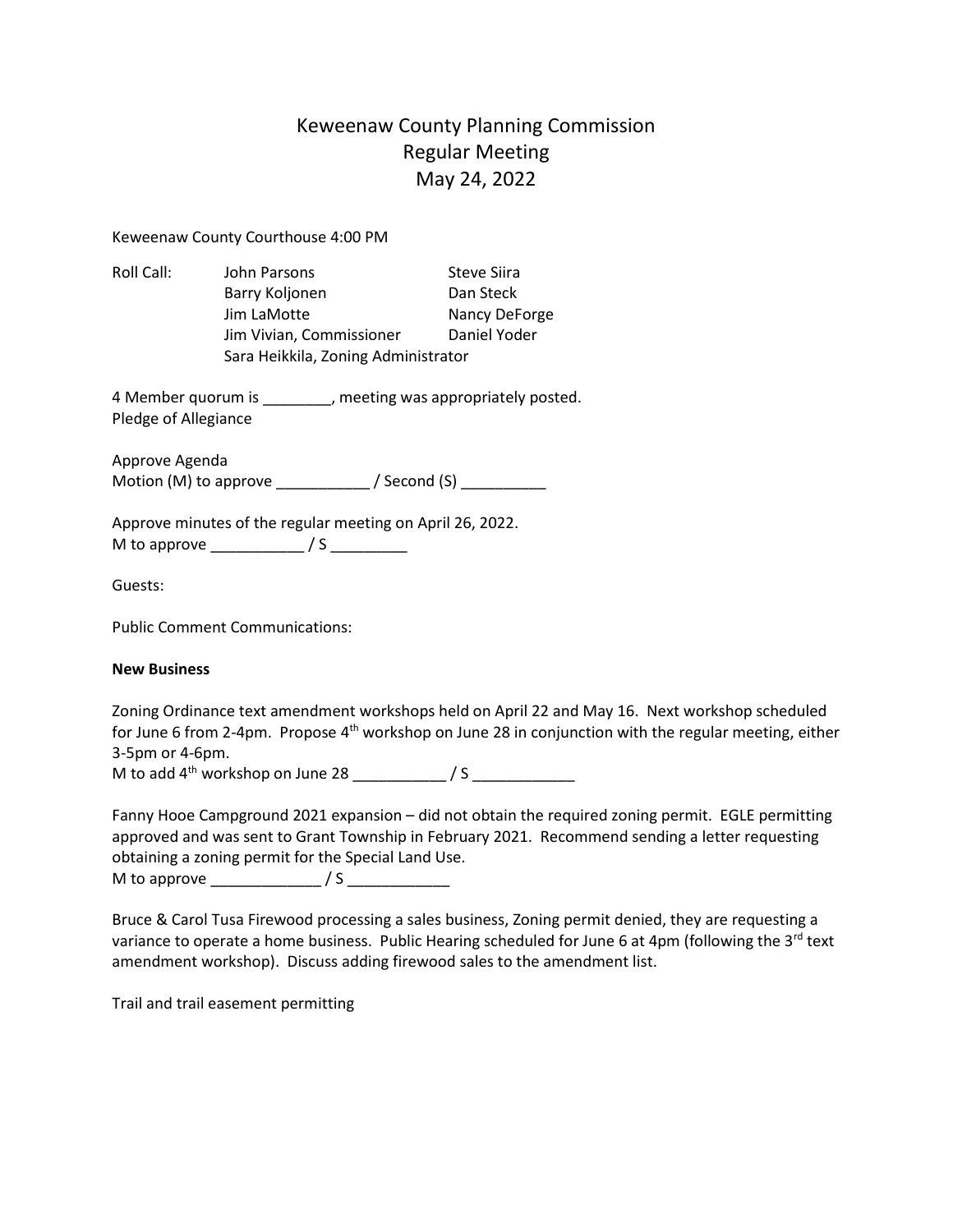# Keweenaw County Planning Commission
## Regular Meeting
## May 24, 2022

Keweenaw County Courthouse 4:00 PM

| Roll Call: | John Parsons | Steve Siira |
|---|---|---|
| | Barry Koljonen | Dan Steck |
| | Jim LaMotte | Nancy DeForge |
| | Jim Vivian, Commissioner | Daniel Yoder |
| | Sara Heikkila, Zoning Administrator | |

4 Member quorum is ________, meeting was appropriately posted.
Pledge of Allegiance

Approve Agenda
Motion (M) to approve ___________ / Second (S) __________

Approve minutes of the regular meeting on April 26, 2022.
M to approve ___________ / S _________

Guests:

Public Comment Communications:

**New Business**

Zoning Ordinance text amendment workshops held on April 22 and May 16. Next workshop scheduled for June 6 from 2-4pm. Propose 4th workshop on June 28 in conjunction with the regular meeting, either 3-5pm or 4-6pm.
M to add 4th workshop on June 28 ___________ / S ____________

Fanny Hooe Campground 2021 expansion – did not obtain the required zoning permit. EGLE permitting approved and was sent to Grant Township in February 2021. Recommend sending a letter requesting obtaining a zoning permit for the Special Land Use.
M to approve _____________ / S ____________

Bruce & Carol Tusa Firewood processing a sales business, Zoning permit denied, they are requesting a variance to operate a home business. Public Hearing scheduled for June 6 at 4pm (following the 3rd text amendment workshop). Discuss adding firewood sales to the amendment list.

Trail and trail easement permitting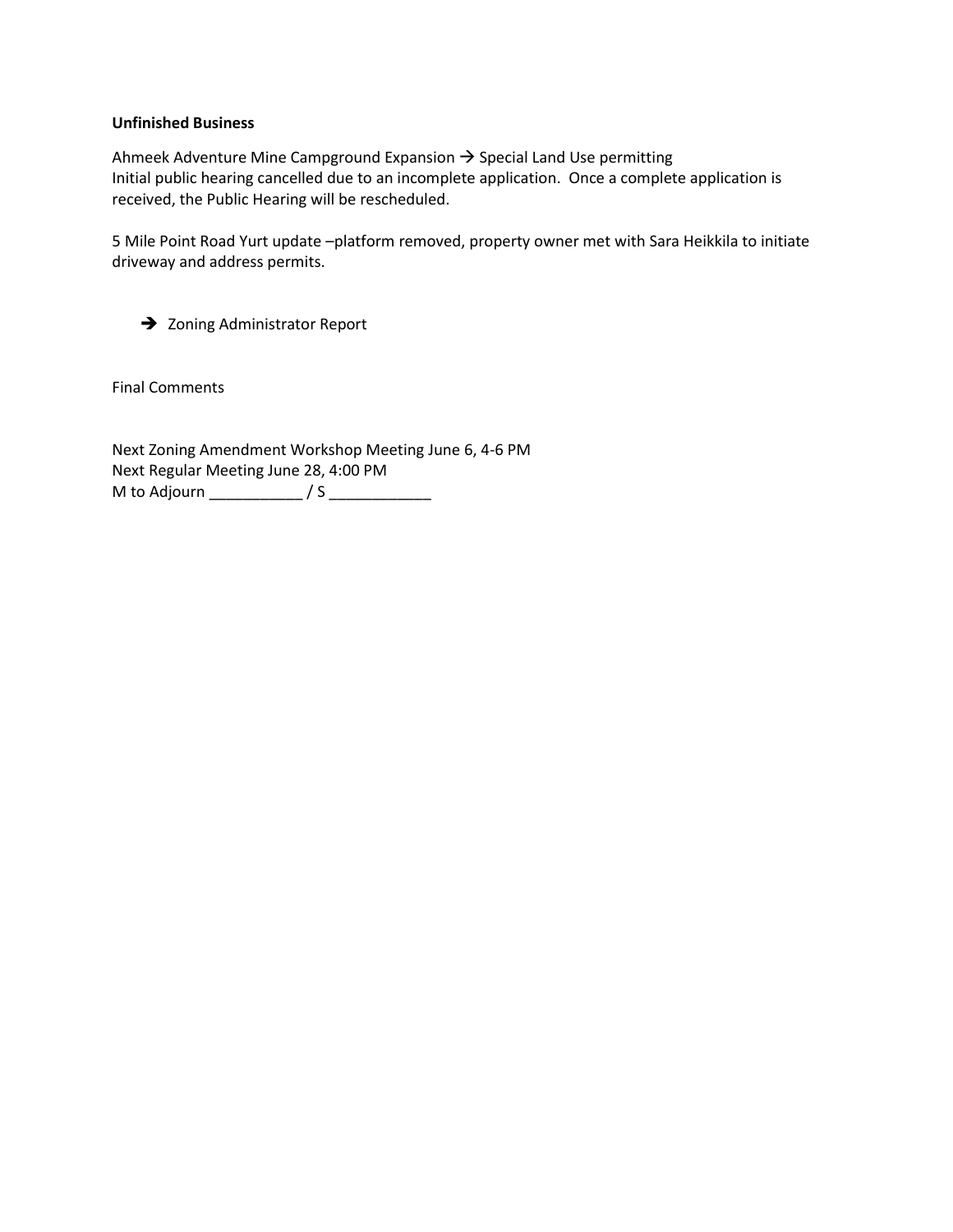**Unfinished Business**

Ahmeek Adventure Mine Campground Expansion → Special Land Use permitting
Initial public hearing cancelled due to an incomplete application. Once a complete application is received, the Public Hearing will be rescheduled.

5 Mile Point Road Yurt update –platform removed, property owner met with Sara Heikkila to initiate driveway and address permits.

- ➔ Zoning Administrator Report

Final Comments

Next Zoning Amendment Workshop Meeting June 6, 4-6 PM
Next Regular Meeting June 28, 4:00 PM
M to Adjourn ___________ / S ____________